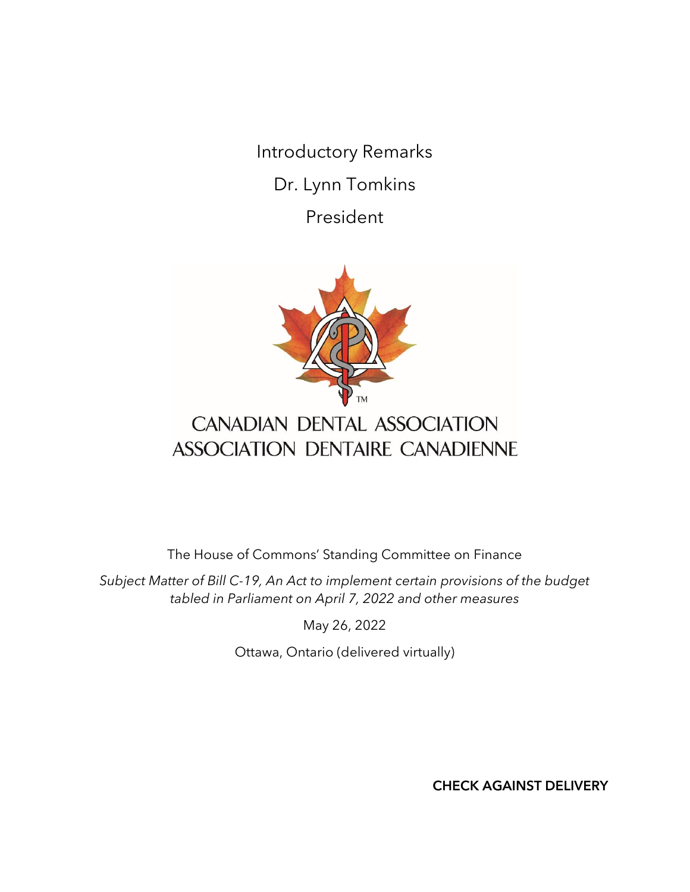Introductory Remarks

Dr. Lynn Tomkins

President

CANADIAN DENTAL ASSOCIATION
ASSOCIATION DENTAIRE CANADIENNE

The House of Commons' Standing Committee on Finance

*Subject Matter of Bill C-19, An Act to implement certain provisions of the budget tabled in Parliament on April 7, 2022 and other measures*

May 26, 2022

Ottawa, Ontario (delivered virtually)

**CHECK AGAINST DELIVERY**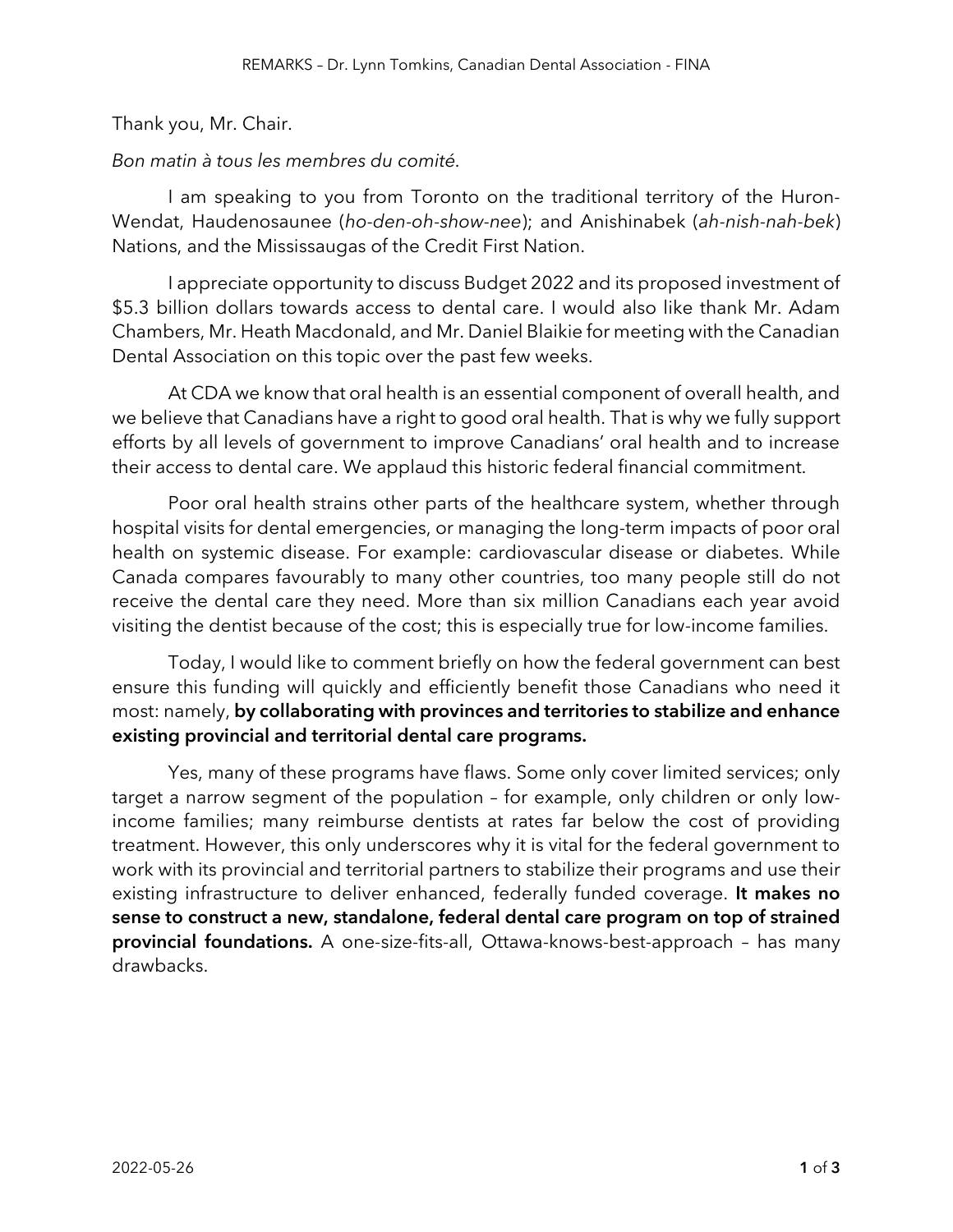Thank you, Mr. Chair.

*Bon matin à tous les membres du comité.*

I am speaking to you from Toronto on the traditional territory of the Huron-Wendat, Haudenosaunee (*ho-den-oh-show-nee*); and Anishinabek (*ah-nish-nah-bek*) Nations, and the Mississaugas of the Credit First Nation.

I appreciate opportunity to discuss Budget 2022 and its proposed investment of $5.3 billion dollars towards access to dental care. I would also like thank Mr. Adam Chambers, Mr. Heath Macdonald, and Mr. Daniel Blaikie for meeting with the Canadian Dental Association on this topic over the past few weeks.

At CDA we know that oral health is an essential component of overall health, and we believe that Canadians have a right to good oral health. That is why we fully support efforts by all levels of government to improve Canadians' oral health and to increase their access to dental care. We applaud this historic federal financial commitment.

Poor oral health strains other parts of the healthcare system, whether through hospital visits for dental emergencies, or managing the long-term impacts of poor oral health on systemic disease. For example: cardiovascular disease or diabetes. While Canada compares favourably to many other countries, too many people still do not receive the dental care they need. More than six million Canadians each year avoid visiting the dentist because of the cost; this is especially true for low-income families.

Today, I would like to comment briefly on how the federal government can best ensure this funding will quickly and efficiently benefit those Canadians who need it most: namely, **by collaborating with provinces and territories to stabilize and enhance existing provincial and territorial dental care programs.**

Yes, many of these programs have flaws. Some only cover limited services; only target a narrow segment of the population – for example, only children or only low-income families; many reimburse dentists at rates far below the cost of providing treatment. However, this only underscores why it is vital for the federal government to work with its provincial and territorial partners to stabilize their programs and use their existing infrastructure to deliver enhanced, federally funded coverage. **It makes no sense to construct a new, standalone, federal dental care program on top of strained provincial foundations.** A one-size-fits-all, Ottawa-knows-best-approach – has many drawbacks.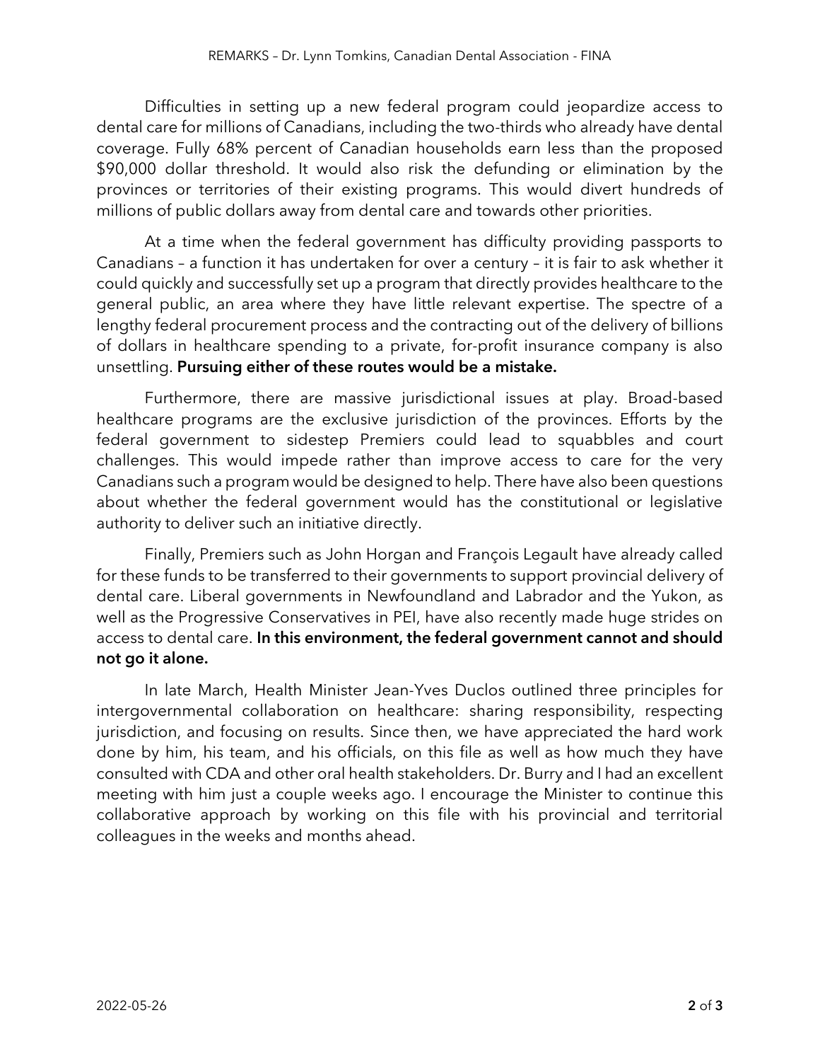Difficulties in setting up a new federal program could jeopardize access to dental care for millions of Canadians, including the two-thirds who already have dental coverage. Fully 68% percent of Canadian households earn less than the proposed $90,000 dollar threshold. It would also risk the defunding or elimination by the provinces or territories of their existing programs. This would divert hundreds of millions of public dollars away from dental care and towards other priorities.

At a time when the federal government has difficulty providing passports to Canadians – a function it has undertaken for over a century – it is fair to ask whether it could quickly and successfully set up a program that directly provides healthcare to the general public, an area where they have little relevant expertise. The spectre of a lengthy federal procurement process and the contracting out of the delivery of billions of dollars in healthcare spending to a private, for-profit insurance company is also unsettling. **Pursuing either of these routes would be a mistake.**

Furthermore, there are massive jurisdictional issues at play. Broad-based healthcare programs are the exclusive jurisdiction of the provinces. Efforts by the federal government to sidestep Premiers could lead to squabbles and court challenges. This would impede rather than improve access to care for the very Canadians such a program would be designed to help. There have also been questions about whether the federal government would has the constitutional or legislative authority to deliver such an initiative directly.

Finally, Premiers such as John Horgan and François Legault have already called for these funds to be transferred to their governments to support provincial delivery of dental care. Liberal governments in Newfoundland and Labrador and the Yukon, as well as the Progressive Conservatives in PEI, have also recently made huge strides on access to dental care. **In this environment, the federal government cannot and should not go it alone.**

In late March, Health Minister Jean-Yves Duclos outlined three principles for intergovernmental collaboration on healthcare: sharing responsibility, respecting jurisdiction, and focusing on results. Since then, we have appreciated the hard work done by him, his team, and his officials, on this file as well as how much they have consulted with CDA and other oral health stakeholders. Dr. Burry and I had an excellent meeting with him just a couple weeks ago. I encourage the Minister to continue this collaborative approach by working on this file with his provincial and territorial colleagues in the weeks and months ahead.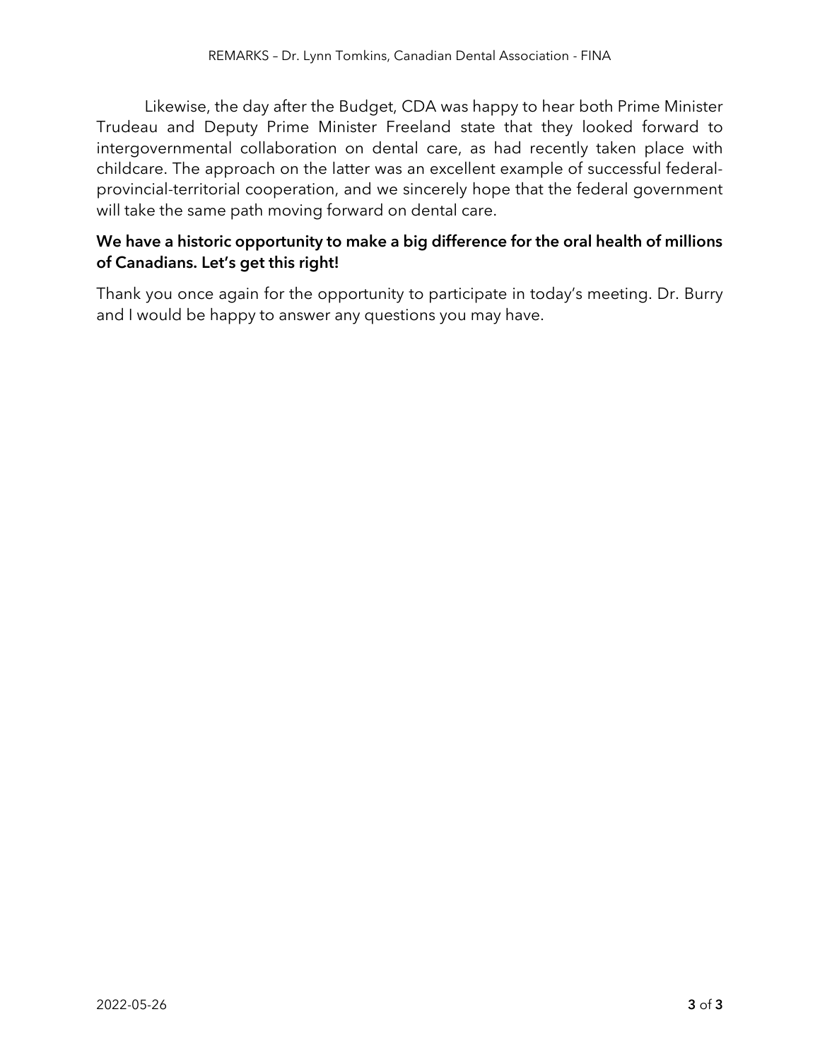Likewise, the day after the Budget, CDA was happy to hear both Prime Minister Trudeau and Deputy Prime Minister Freeland state that they looked forward to intergovernmental collaboration on dental care, as had recently taken place with childcare. The approach on the latter was an excellent example of successful federal-provincial-territorial cooperation, and we sincerely hope that the federal government will take the same path moving forward on dental care.

**We have a historic opportunity to make a big difference for the oral health of millions of Canadians. Let's get this right!**

Thank you once again for the opportunity to participate in today's meeting. Dr. Burry and I would be happy to answer any questions you may have.